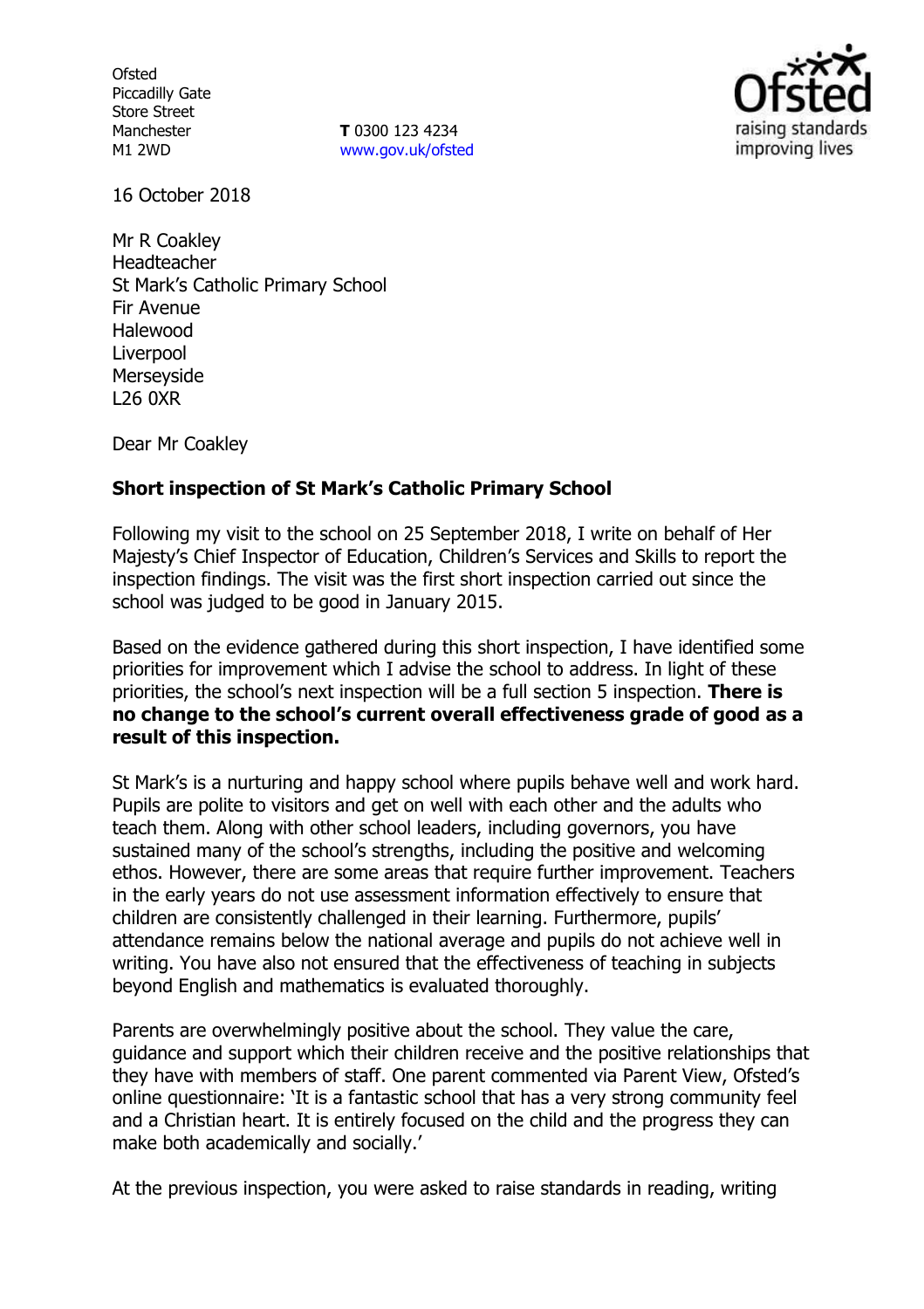Ofsted
Piccadilly Gate
Store Street
Manchester
M1 2WD

**T** 0300 123 4234
www.gov.uk/ofsted

16 October 2018

Mr R Coakley
Headteacher
St Mark's Catholic Primary School
Fir Avenue
Halewood
Liverpool
Merseyside
L26 0XR

Dear Mr Coakley

**Short inspection of St Mark's Catholic Primary School**

Following my visit to the school on 25 September 2018, I write on behalf of Her Majesty's Chief Inspector of Education, Children's Services and Skills to report the inspection findings. The visit was the first short inspection carried out since the school was judged to be good in January 2015.

Based on the evidence gathered during this short inspection, I have identified some priorities for improvement which I advise the school to address. In light of these priorities, the school's next inspection will be a full section 5 inspection. **There is no change to the school's current overall effectiveness grade of good as a result of this inspection.**

St Mark's is a nurturing and happy school where pupils behave well and work hard. Pupils are polite to visitors and get on well with each other and the adults who teach them. Along with other school leaders, including governors, you have sustained many of the school's strengths, including the positive and welcoming ethos. However, there are some areas that require further improvement. Teachers in the early years do not use assessment information effectively to ensure that children are consistently challenged in their learning. Furthermore, pupils' attendance remains below the national average and pupils do not achieve well in writing. You have also not ensured that the effectiveness of teaching in subjects beyond English and mathematics is evaluated thoroughly.

Parents are overwhelmingly positive about the school. They value the care, guidance and support which their children receive and the positive relationships that they have with members of staff. One parent commented via Parent View, Ofsted's online questionnaire: 'It is a fantastic school that has a very strong community feel and a Christian heart. It is entirely focused on the child and the progress they can make both academically and socially.'

At the previous inspection, you were asked to raise standards in reading, writing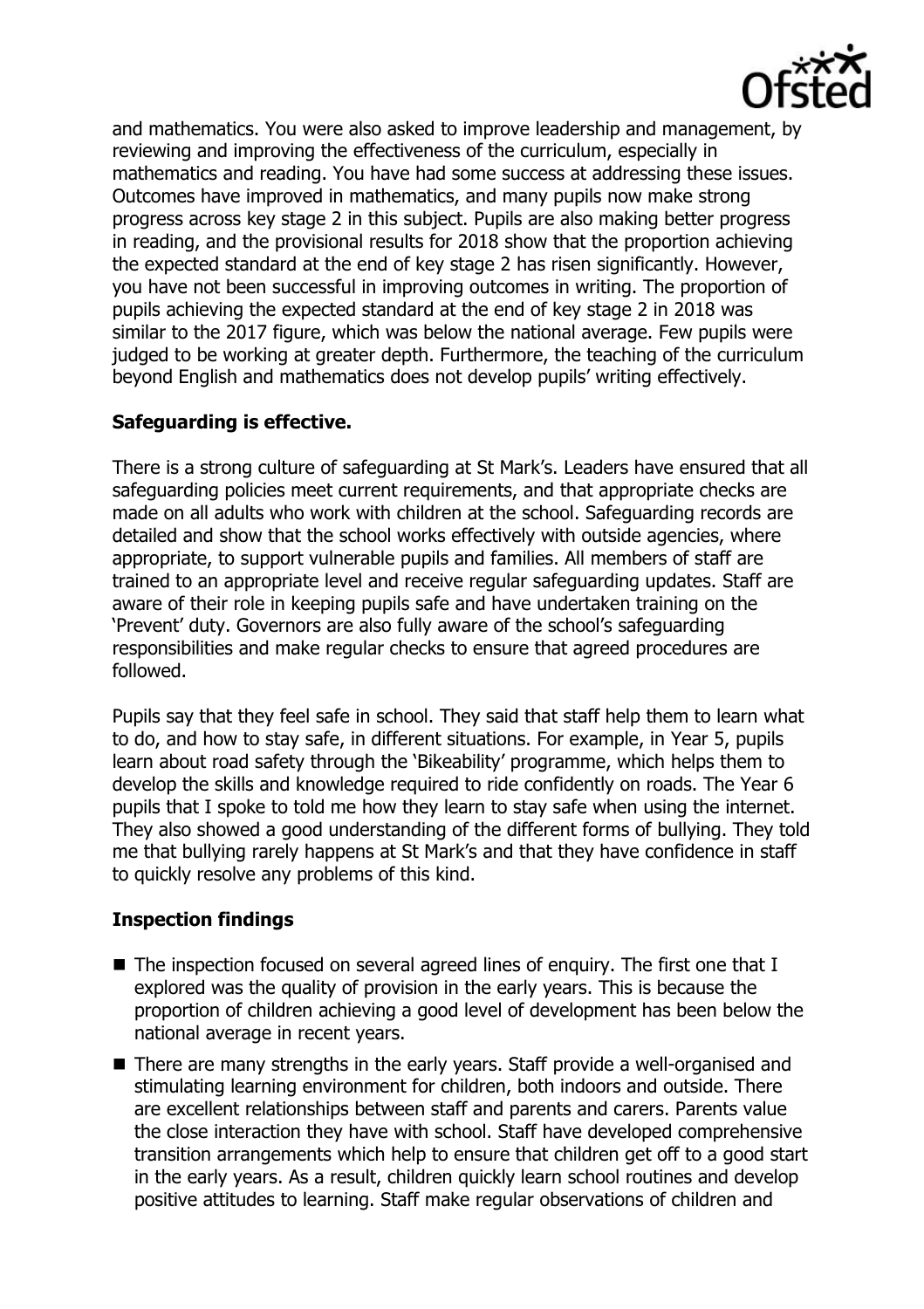and mathematics. You were also asked to improve leadership and management, by reviewing and improving the effectiveness of the curriculum, especially in mathematics and reading. You have had some success at addressing these issues. Outcomes have improved in mathematics, and many pupils now make strong progress across key stage 2 in this subject. Pupils are also making better progress in reading, and the provisional results for 2018 show that the proportion achieving the expected standard at the end of key stage 2 has risen significantly. However, you have not been successful in improving outcomes in writing. The proportion of pupils achieving the expected standard at the end of key stage 2 in 2018 was similar to the 2017 figure, which was below the national average. Few pupils were judged to be working at greater depth. Furthermore, the teaching of the curriculum beyond English and mathematics does not develop pupils' writing effectively.

## Safeguarding is effective.

There is a strong culture of safeguarding at St Mark's. Leaders have ensured that all safeguarding policies meet current requirements, and that appropriate checks are made on all adults who work with children at the school. Safeguarding records are detailed and show that the school works effectively with outside agencies, where appropriate, to support vulnerable pupils and families. All members of staff are trained to an appropriate level and receive regular safeguarding updates. Staff are aware of their role in keeping pupils safe and have undertaken training on the 'Prevent' duty. Governors are also fully aware of the school's safeguarding responsibilities and make regular checks to ensure that agreed procedures are followed.

Pupils say that they feel safe in school. They said that staff help them to learn what to do, and how to stay safe, in different situations. For example, in Year 5, pupils learn about road safety through the 'Bikeability' programme, which helps them to develop the skills and knowledge required to ride confidently on roads. The Year 6 pupils that I spoke to told me how they learn to stay safe when using the internet. They also showed a good understanding of the different forms of bullying. They told me that bullying rarely happens at St Mark's and that they have confidence in staff to quickly resolve any problems of this kind.

## Inspection findings

- The inspection focused on several agreed lines of enquiry. The first one that I explored was the quality of provision in the early years. This is because the proportion of children achieving a good level of development has been below the national average in recent years.
- There are many strengths in the early years. Staff provide a well-organised and stimulating learning environment for children, both indoors and outside. There are excellent relationships between staff and parents and carers. Parents value the close interaction they have with school. Staff have developed comprehensive transition arrangements which help to ensure that children get off to a good start in the early years. As a result, children quickly learn school routines and develop positive attitudes to learning. Staff make regular observations of children and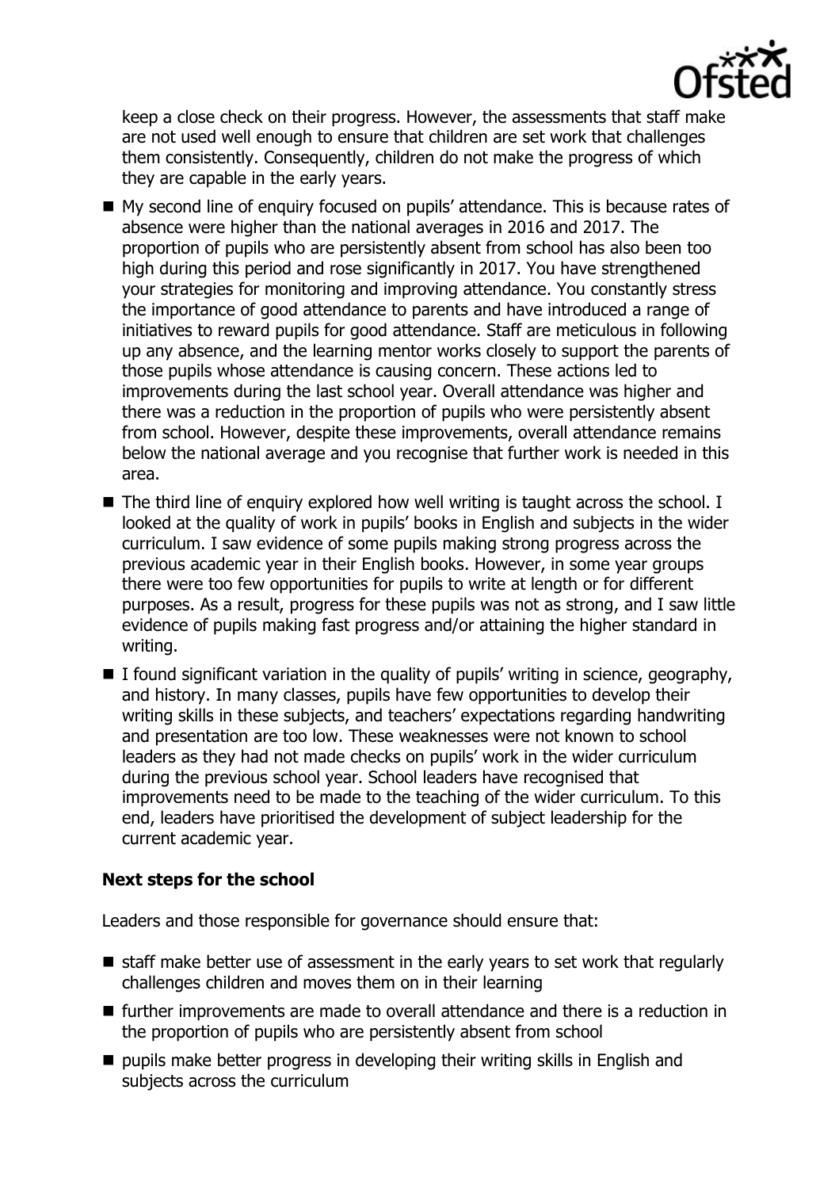keep a close check on their progress. However, the assessments that staff make are not used well enough to ensure that children are set work that challenges them consistently. Consequently, children do not make the progress of which they are capable in the early years.

- My second line of enquiry focused on pupils' attendance. This is because rates of absence were higher than the national averages in 2016 and 2017. The proportion of pupils who are persistently absent from school has also been too high during this period and rose significantly in 2017. You have strengthened your strategies for monitoring and improving attendance. You constantly stress the importance of good attendance to parents and have introduced a range of initiatives to reward pupils for good attendance. Staff are meticulous in following up any absence, and the learning mentor works closely to support the parents of those pupils whose attendance is causing concern. These actions led to improvements during the last school year. Overall attendance was higher and there was a reduction in the proportion of pupils who were persistently absent from school. However, despite these improvements, overall attendance remains below the national average and you recognise that further work is needed in this area.
- The third line of enquiry explored how well writing is taught across the school. I looked at the quality of work in pupils' books in English and subjects in the wider curriculum. I saw evidence of some pupils making strong progress across the previous academic year in their English books. However, in some year groups there were too few opportunities for pupils to write at length or for different purposes. As a result, progress for these pupils was not as strong, and I saw little evidence of pupils making fast progress and/or attaining the higher standard in writing.
- I found significant variation in the quality of pupils' writing in science, geography, and history. In many classes, pupils have few opportunities to develop their writing skills in these subjects, and teachers' expectations regarding handwriting and presentation are too low. These weaknesses were not known to school leaders as they had not made checks on pupils' work in the wider curriculum during the previous school year. School leaders have recognised that improvements need to be made to the teaching of the wider curriculum. To this end, leaders have prioritised the development of subject leadership for the current academic year.

### Next steps for the school

Leaders and those responsible for governance should ensure that:

- staff make better use of assessment in the early years to set work that regularly challenges children and moves them on in their learning
- further improvements are made to overall attendance and there is a reduction in the proportion of pupils who are persistently absent from school
- pupils make better progress in developing their writing skills in English and subjects across the curriculum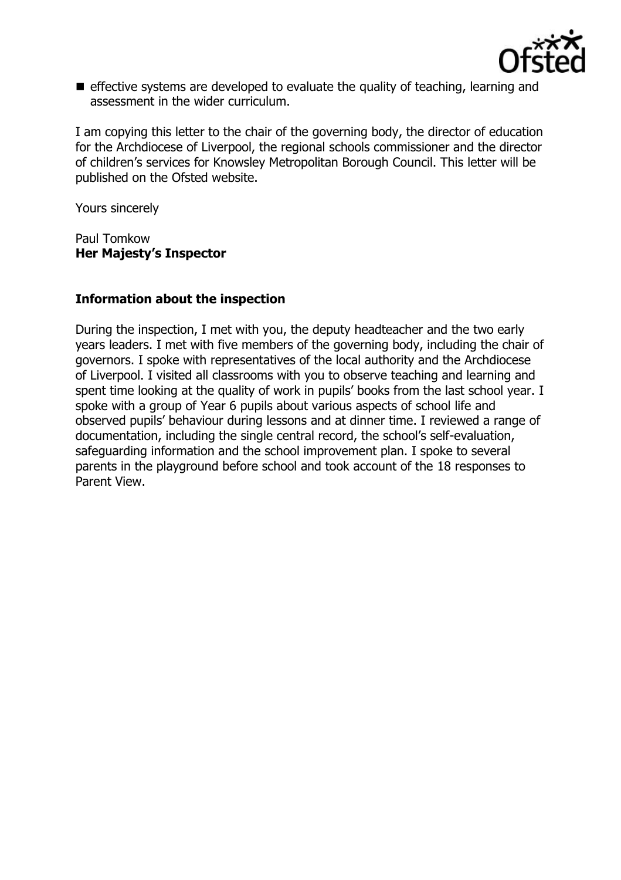- effective systems are developed to evaluate the quality of teaching, learning and assessment in the wider curriculum.

I am copying this letter to the chair of the governing body, the director of education for the Archdiocese of Liverpool, the regional schools commissioner and the director of children's services for Knowsley Metropolitan Borough Council. This letter will be published on the Ofsted website.

Yours sincerely

Paul Tomkow
**Her Majesty's Inspector**

### Information about the inspection

During the inspection, I met with you, the deputy headteacher and the two early years leaders. I met with five members of the governing body, including the chair of governors. I spoke with representatives of the local authority and the Archdiocese of Liverpool. I visited all classrooms with you to observe teaching and learning and spent time looking at the quality of work in pupils' books from the last school year. I spoke with a group of Year 6 pupils about various aspects of school life and observed pupils' behaviour during lessons and at dinner time. I reviewed a range of documentation, including the single central record, the school's self-evaluation, safeguarding information and the school improvement plan. I spoke to several parents in the playground before school and took account of the 18 responses to Parent View.